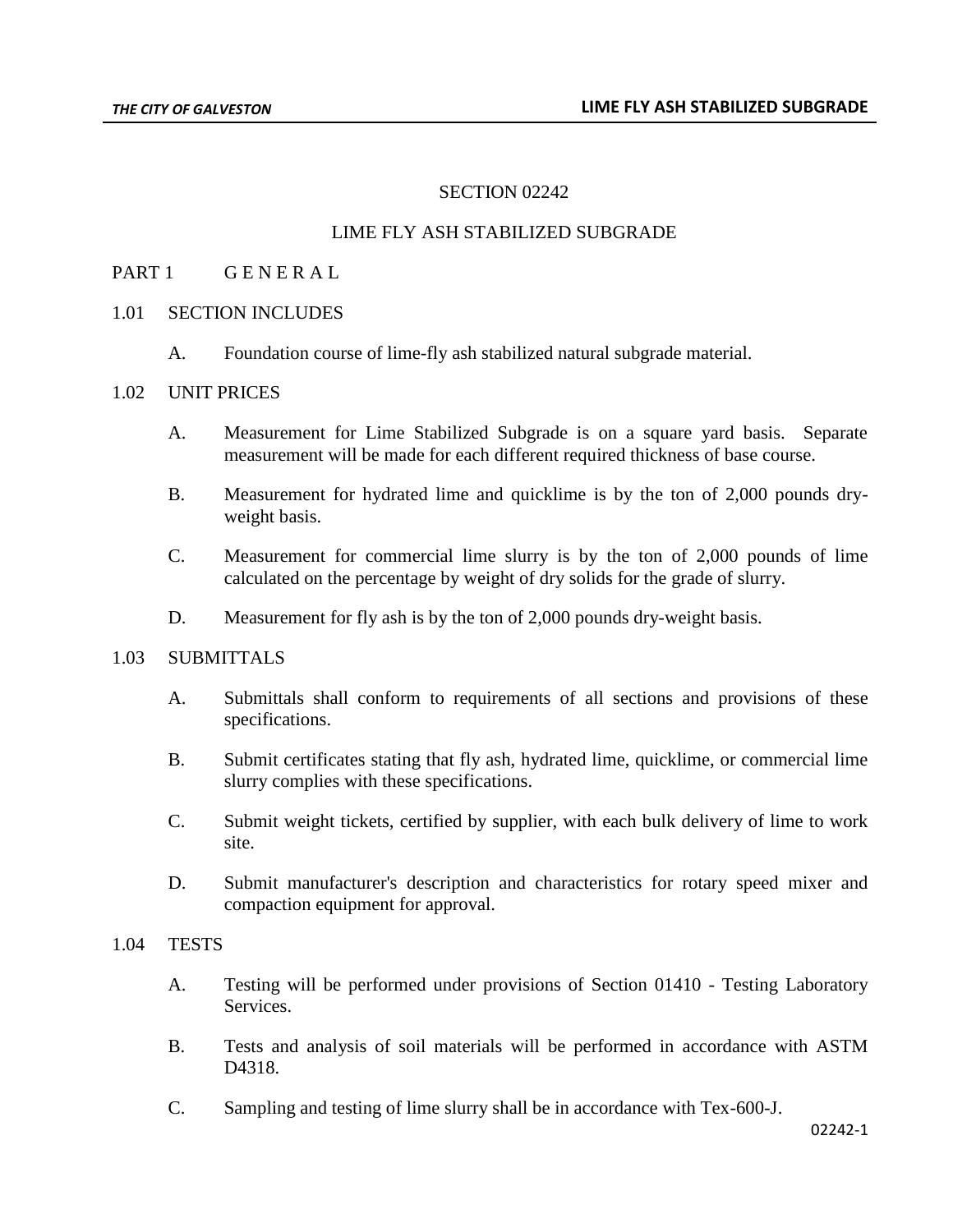# SECTION 02242

# LIME FLY ASH STABILIZED SUBGRADE

## PART 1 G E N E R A L

### 1.01 SECTION INCLUDES

A. Foundation course of lime-fly ash stabilized natural subgrade material.

### 1.02 UNIT PRICES

A. Measurement for Lime Stabilized Subgrade is on a square yard basis. Separate measurement will be made for each different required thickness of base course.

B. Measurement for hydrated lime and quicklime is by the ton of 2,000 pounds dry-weight basis.

C. Measurement for commercial lime slurry is by the ton of 2,000 pounds of lime calculated on the percentage by weight of dry solids for the grade of slurry.

D. Measurement for fly ash is by the ton of 2,000 pounds dry-weight basis.

### 1.03 SUBMITTALS

A. Submittals shall conform to requirements of all sections and provisions of these specifications.

B. Submit certificates stating that fly ash, hydrated lime, quicklime, or commercial lime slurry complies with these specifications.

C. Submit weight tickets, certified by supplier, with each bulk delivery of lime to work site.

D. Submit manufacturer's description and characteristics for rotary speed mixer and compaction equipment for approval.

### 1.04 TESTS

A. Testing will be performed under provisions of Section 01410 - Testing Laboratory Services.

B. Tests and analysis of soil materials will be performed in accordance with ASTM D4318.

C. Sampling and testing of lime slurry shall be in accordance with Tex-600-J.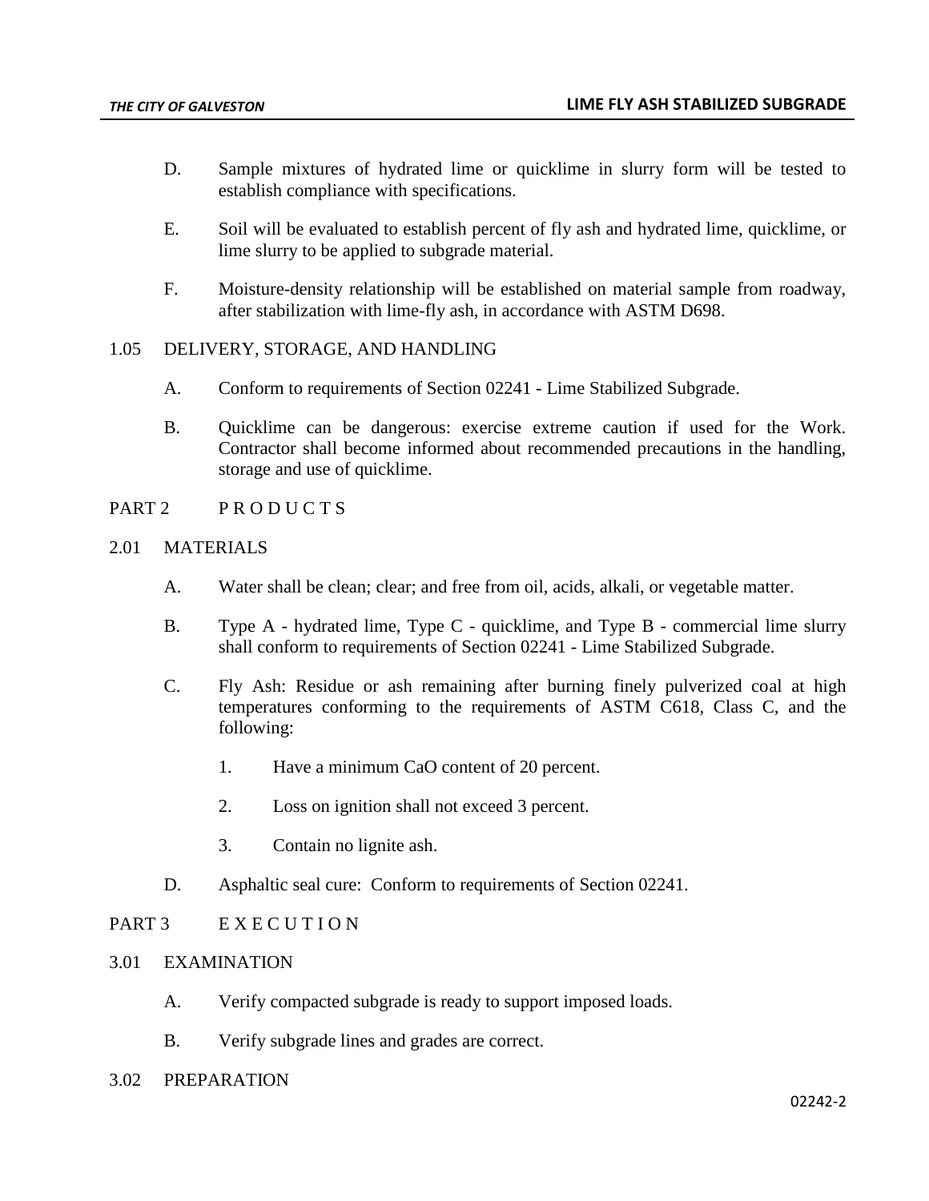D. Sample mixtures of hydrated lime or quicklime in slurry form will be tested to establish compliance with specifications.

E. Soil will be evaluated to establish percent of fly ash and hydrated lime, quicklime, or lime slurry to be applied to subgrade material.

F. Moisture-density relationship will be established on material sample from roadway, after stabilization with lime-fly ash, in accordance with ASTM D698.

## 1.05 DELIVERY, STORAGE, AND HANDLING

A. Conform to requirements of Section 02241 - Lime Stabilized Subgrade.

B. Quicklime can be dangerous: exercise extreme caution if used for the Work. Contractor shall become informed about recommended precautions in the handling, storage and use of quicklime.

# PART 2 P R O D U C T S

## 2.01 MATERIALS

A. Water shall be clean; clear; and free from oil, acids, alkali, or vegetable matter.

B. Type A - hydrated lime, Type C - quicklime, and Type B - commercial lime slurry shall conform to requirements of Section 02241 - Lime Stabilized Subgrade.

C. Fly Ash: Residue or ash remaining after burning finely pulverized coal at high temperatures conforming to the requirements of ASTM C618, Class C, and the following:

1. Have a minimum CaO content of 20 percent.
2. Loss on ignition shall not exceed 3 percent.
3. Contain no lignite ash.

D. Asphaltic seal cure: Conform to requirements of Section 02241.

# PART 3 E X E C U T I O N

## 3.01 EXAMINATION

A. Verify compacted subgrade is ready to support imposed loads.

B. Verify subgrade lines and grades are correct.

## 3.02 PREPARATION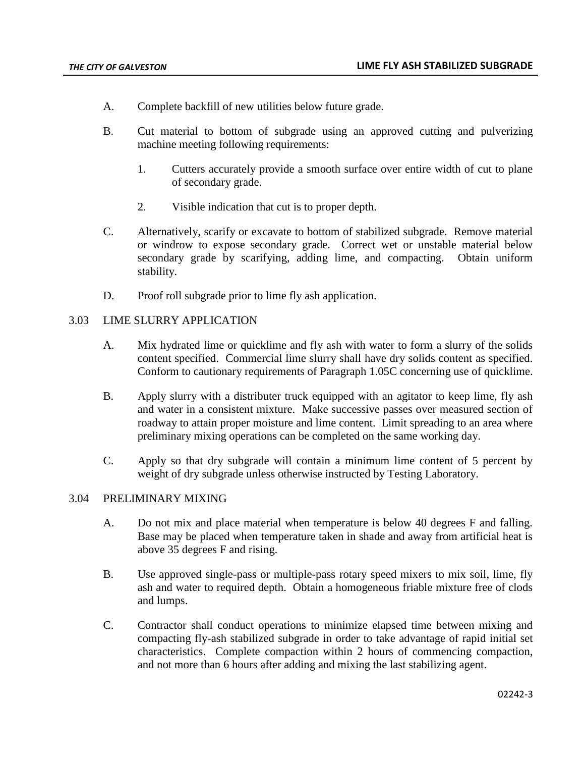A. Complete backfill of new utilities below future grade.

B. Cut material to bottom of subgrade using an approved cutting and pulverizing machine meeting following requirements:

   1. Cutters accurately provide a smooth surface over entire width of cut to plane of secondary grade.

   2. Visible indication that cut is to proper depth.

C. Alternatively, scarify or excavate to bottom of stabilized subgrade. Remove material or windrow to expose secondary grade. Correct wet or unstable material below secondary grade by scarifying, adding lime, and compacting. Obtain uniform stability.

D. Proof roll subgrade prior to lime fly ash application.

## 3.03 LIME SLURRY APPLICATION

A. Mix hydrated lime or quicklime and fly ash with water to form a slurry of the solids content specified. Commercial lime slurry shall have dry solids content as specified. Conform to cautionary requirements of Paragraph 1.05C concerning use of quicklime.

B. Apply slurry with a distributer truck equipped with an agitator to keep lime, fly ash and water in a consistent mixture. Make successive passes over measured section of roadway to attain proper moisture and lime content. Limit spreading to an area where preliminary mixing operations can be completed on the same working day.

C. Apply so that dry subgrade will contain a minimum lime content of 5 percent by weight of dry subgrade unless otherwise instructed by Testing Laboratory.

## 3.04 PRELIMINARY MIXING

A. Do not mix and place material when temperature is below 40 degrees F and falling. Base may be placed when temperature taken in shade and away from artificial heat is above 35 degrees F and rising.

B. Use approved single-pass or multiple-pass rotary speed mixers to mix soil, lime, fly ash and water to required depth. Obtain a homogeneous friable mixture free of clods and lumps.

C. Contractor shall conduct operations to minimize elapsed time between mixing and compacting fly-ash stabilized subgrade in order to take advantage of rapid initial set characteristics. Complete compaction within 2 hours of commencing compaction, and not more than 6 hours after adding and mixing the last stabilizing agent.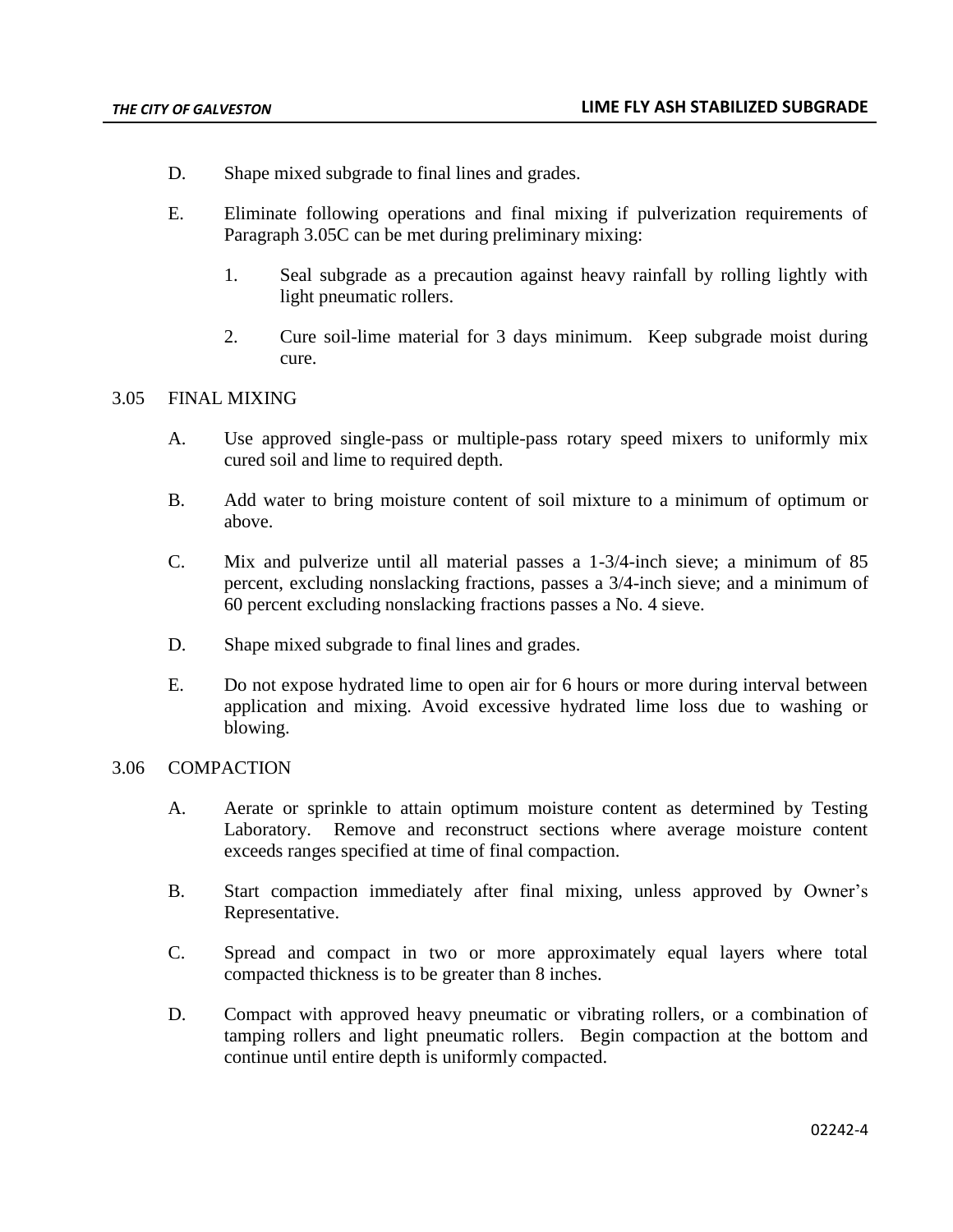D. Shape mixed subgrade to final lines and grades.

E. Eliminate following operations and final mixing if pulverization requirements of Paragraph 3.05C can be met during preliminary mixing:

1. Seal subgrade as a precaution against heavy rainfall by rolling lightly with light pneumatic rollers.

2. Cure soil-lime material for 3 days minimum. Keep subgrade moist during cure.

## 3.05 FINAL MIXING

A. Use approved single-pass or multiple-pass rotary speed mixers to uniformly mix cured soil and lime to required depth.

B. Add water to bring moisture content of soil mixture to a minimum of optimum or above.

C. Mix and pulverize until all material passes a 1-3/4-inch sieve; a minimum of 85 percent, excluding nonslacking fractions, passes a 3/4-inch sieve; and a minimum of 60 percent excluding nonslacking fractions passes a No. 4 sieve.

D. Shape mixed subgrade to final lines and grades.

E. Do not expose hydrated lime to open air for 6 hours or more during interval between application and mixing. Avoid excessive hydrated lime loss due to washing or blowing.

## 3.06 COMPACTION

A. Aerate or sprinkle to attain optimum moisture content as determined by Testing Laboratory. Remove and reconstruct sections where average moisture content exceeds ranges specified at time of final compaction.

B. Start compaction immediately after final mixing, unless approved by Owner's Representative.

C. Spread and compact in two or more approximately equal layers where total compacted thickness is to be greater than 8 inches.

D. Compact with approved heavy pneumatic or vibrating rollers, or a combination of tamping rollers and light pneumatic rollers. Begin compaction at the bottom and continue until entire depth is uniformly compacted.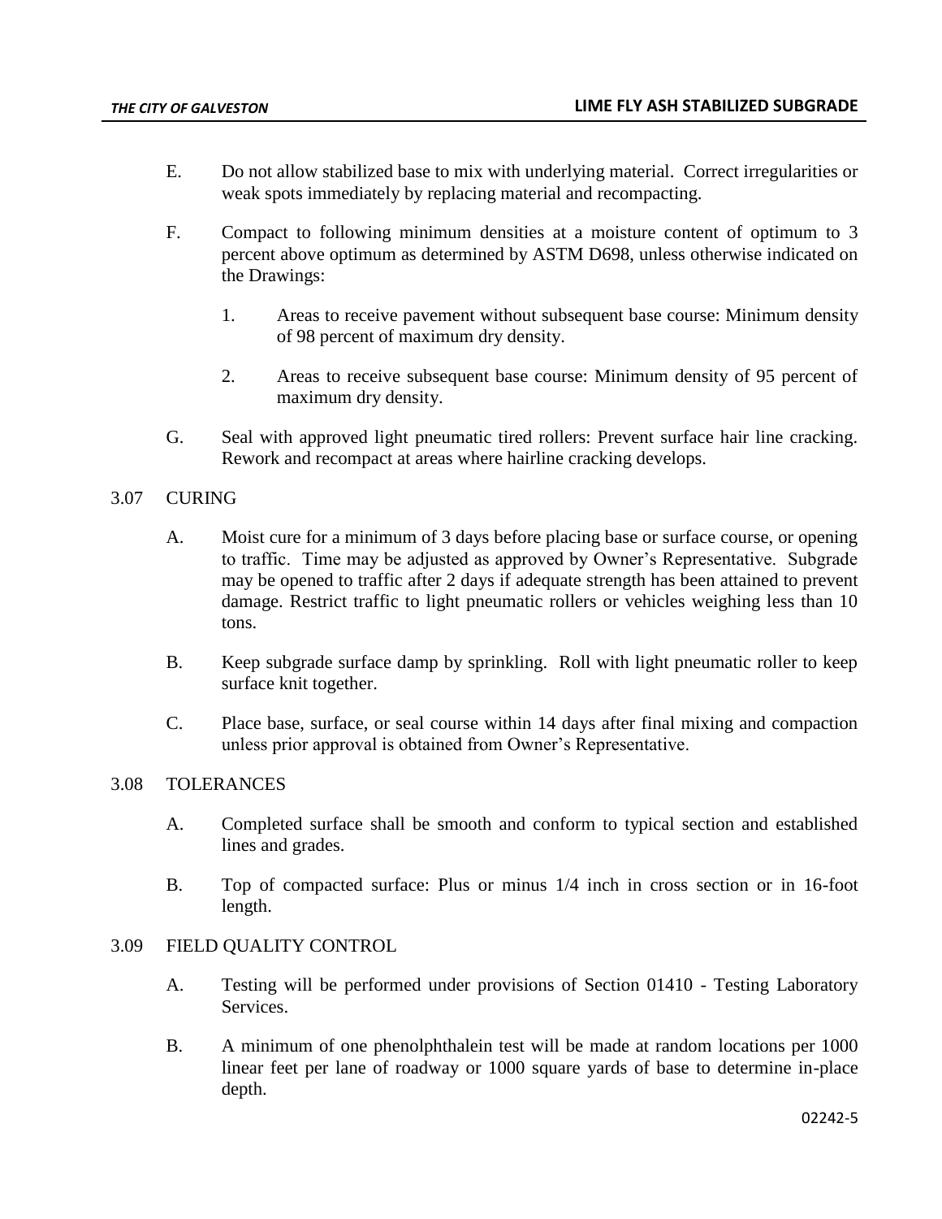E. Do not allow stabilized base to mix with underlying material. Correct irregularities or weak spots immediately by replacing material and recompacting.

F. Compact to following minimum densities at a moisture content of optimum to 3 percent above optimum as determined by ASTM D698, unless otherwise indicated on the Drawings:

1. Areas to receive pavement without subsequent base course: Minimum density of 98 percent of maximum dry density.

2. Areas to receive subsequent base course: Minimum density of 95 percent of maximum dry density.

G. Seal with approved light pneumatic tired rollers: Prevent surface hair line cracking. Rework and recompact at areas where hairline cracking develops.

## 3.07 CURING

A. Moist cure for a minimum of 3 days before placing base or surface course, or opening to traffic. Time may be adjusted as approved by Owner's Representative. Subgrade may be opened to traffic after 2 days if adequate strength has been attained to prevent damage. Restrict traffic to light pneumatic rollers or vehicles weighing less than 10 tons.

B. Keep subgrade surface damp by sprinkling. Roll with light pneumatic roller to keep surface knit together.

C. Place base, surface, or seal course within 14 days after final mixing and compaction unless prior approval is obtained from Owner's Representative.

## 3.08 TOLERANCES

A. Completed surface shall be smooth and conform to typical section and established lines and grades.

B. Top of compacted surface: Plus or minus 1/4 inch in cross section or in 16-foot length.

## 3.09 FIELD QUALITY CONTROL

A. Testing will be performed under provisions of Section 01410 - Testing Laboratory Services.

B. A minimum of one phenolphthalein test will be made at random locations per 1000 linear feet per lane of roadway or 1000 square yards of base to determine in-place depth.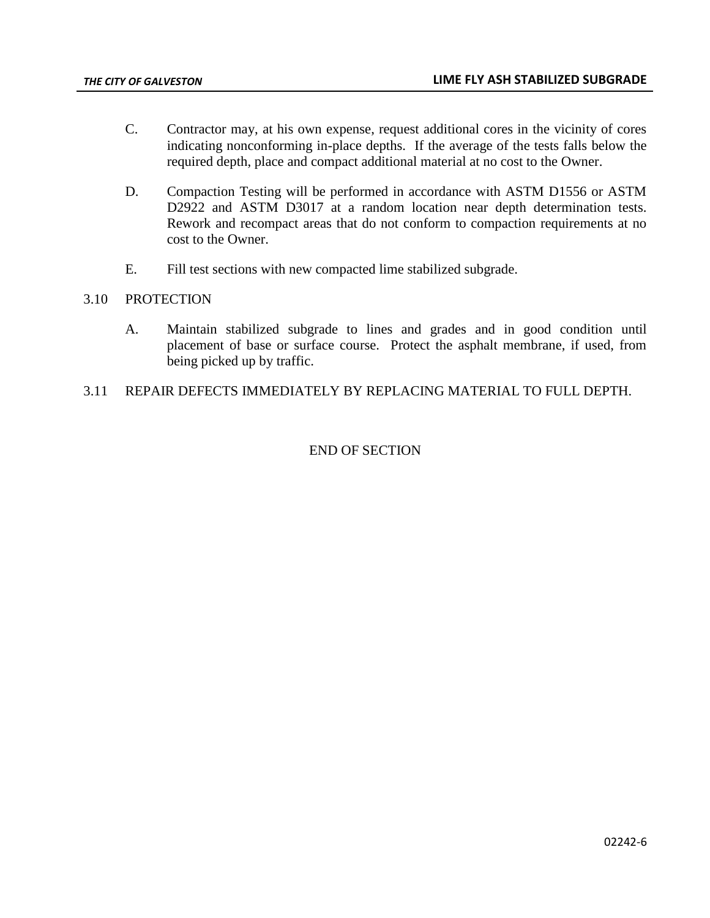C. Contractor may, at his own expense, request additional cores in the vicinity of cores indicating nonconforming in-place depths. If the average of the tests falls below the required depth, place and compact additional material at no cost to the Owner.

D. Compaction Testing will be performed in accordance with ASTM D1556 or ASTM D2922 and ASTM D3017 at a random location near depth determination tests. Rework and recompact areas that do not conform to compaction requirements at no cost to the Owner.

E. Fill test sections with new compacted lime stabilized subgrade.

3.10 PROTECTION

A. Maintain stabilized subgrade to lines and grades and in good condition until placement of base or surface course. Protect the asphalt membrane, if used, from being picked up by traffic.

3.11 REPAIR DEFECTS IMMEDIATELY BY REPLACING MATERIAL TO FULL DEPTH.

END OF SECTION